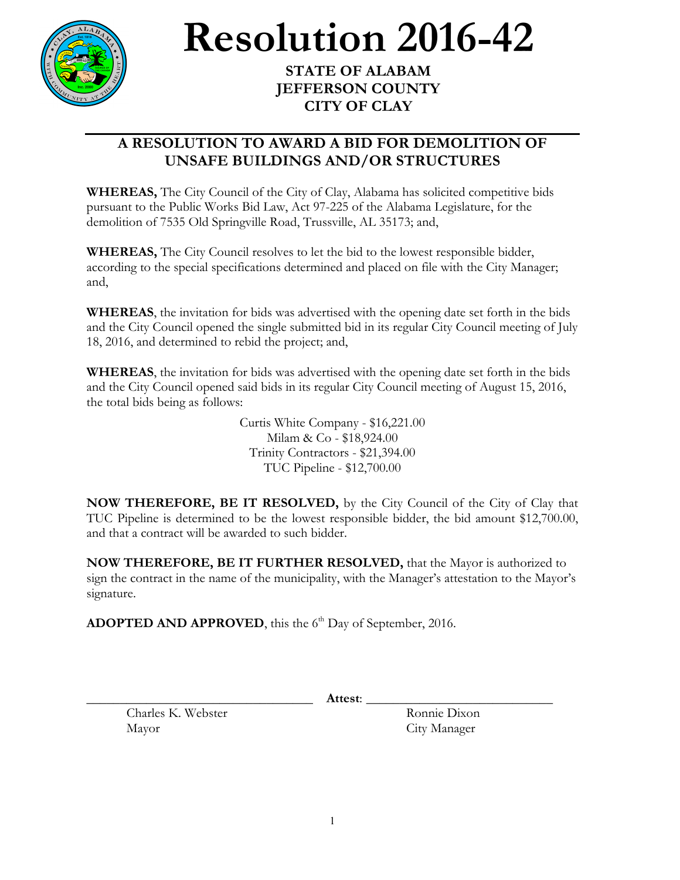# Resolution 2016-42

**STATE OF ALABAM**
**JEFFERSON COUNTY**
**CITY OF CLAY**

## A RESOLUTION TO AWARD A BID FOR DEMOLITION OF UNSAFE BUILDINGS AND/OR STRUCTURES

**WHEREAS,** The City Council of the City of Clay, Alabama has solicited competitive bids pursuant to the Public Works Bid Law, Act 97-225 of the Alabama Legislature, for the demolition of 7535 Old Springville Road, Trussville, AL 35173; and,

**WHEREAS,** The City Council resolves to let the bid to the lowest responsible bidder, according to the special specifications determined and placed on file with the City Manager; and,

**WHEREAS**, the invitation for bids was advertised with the opening date set forth in the bids and the City Council opened the single submitted bid in its regular City Council meeting of July 18, 2016, and determined to rebid the project; and,

**WHEREAS**, the invitation for bids was advertised with the opening date set forth in the bids and the City Council opened said bids in its regular City Council meeting of August 15, 2016, the total bids being as follows:

Curtis White Company - $16,221.00
Milam & Co - $18,924.00
Trinity Contractors - $21,394.00
TUC Pipeline - $12,700.00

**NOW THEREFORE, BE IT RESOLVED,** by the City Council of the City of Clay that TUC Pipeline is determined to be the lowest responsible bidder, the bid amount $12,700.00, and that a contract will be awarded to such bidder.

**NOW THEREFORE, BE IT FURTHER RESOLVED,** that the Mayor is authorized to sign the contract in the name of the municipality, with the Manager's attestation to the Mayor's signature.

**ADOPTED AND APPROVED**, this the 6th Day of September, 2016.

\_\_\_\_\_\_\_\_\_\_\_\_\_\_\_\_\_\_\_\_\_\_\_\_\_\_\_\_\_\_ **Attest**: \_\_\_\_\_\_\_\_\_\_\_\_\_\_\_\_\_\_\_\_\_\_\_\_\_\_\_\_\_\_

Charles K. Webster
Mayor

Ronnie Dixon
City Manager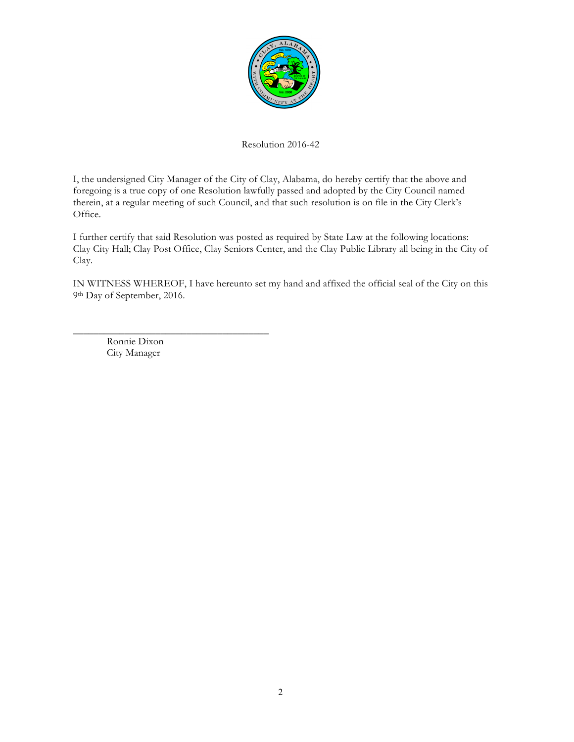Resolution 2016-42

I, the undersigned City Manager of the City of Clay, Alabama, do hereby certify that the above and foregoing is a true copy of one Resolution lawfully passed and adopted by the City Council named therein, at a regular meeting of such Council, and that such resolution is on file in the City Clerk's Office.

I further certify that said Resolution was posted as required by State Law at the following locations: Clay City Hall; Clay Post Office, Clay Seniors Center, and the Clay Public Library all being in the City of Clay.

IN WITNESS WHEREOF, I have hereunto set my hand and affixed the official seal of the City on this 9th Day of September, 2016.

\_\_\_\_\_\_\_\_\_\_\_\_\_\_\_\_\_\_\_\_\_\_\_\_\_\_\_\_\_\_\_\_\_\_\_\_\_\_\_\_

Ronnie Dixon
City Manager